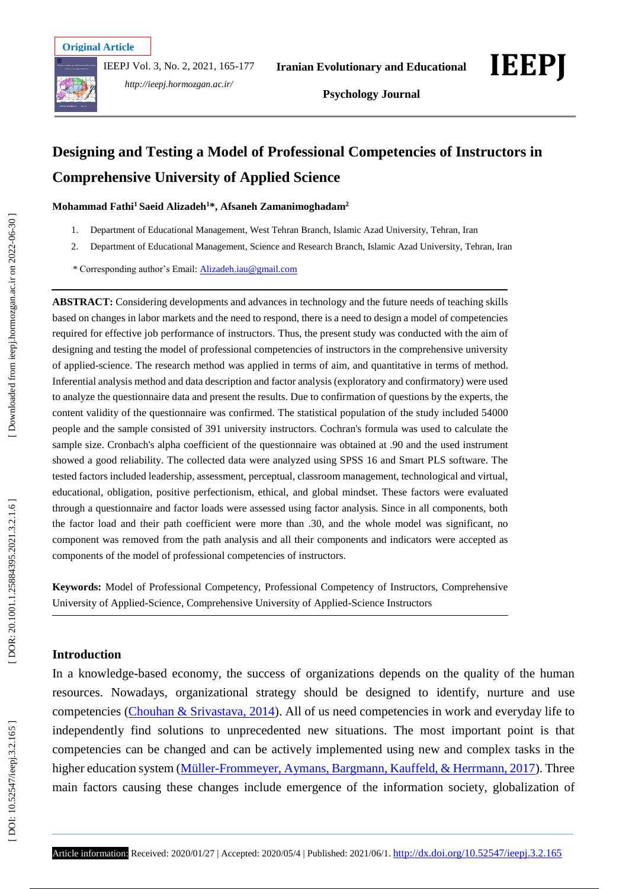Original Article

# Designing and Testing a Model of Professional Competencies of Instructors in Comprehensive University of Applied Science

**Mohammad Fathi[1] Saeid Alizadeh[1]\*, Afsaneh Zamanimoghadam[2]**

1. Department of Educational Management, West Tehran Branch, Islamic Azad University, Tehran, Iran
2. Department of Educational Management, Science and Research Branch, Islamic Azad University, Tehran, Iran

\* Corresponding author's Email: Alizadeh.iau@gmail.com

**ABSTRACT:** Considering developments and advances in technology and the future needs of teaching skills based on changes in labor markets and the need to respond, there is a need to design a model of competencies required for effective job performance of instructors. Thus, the present study was conducted with the aim of designing and testing the model of professional competencies of instructors in the comprehensive university of applied-science. The research method was applied in terms of aim, and quantitative in terms of method. Inferential analysis method and data description and factor analysis (exploratory and confirmatory) were used to analyze the questionnaire data and present the results. Due to confirmation of questions by the experts, the content validity of the questionnaire was confirmed. The statistical population of the study included 54000 people and the sample consisted of 391 university instructors. Cochran's formula was used to calculate the sample size. Cronbach's alpha coefficient of the questionnaire was obtained at .90 and the used instrument showed a good reliability. The collected data were analyzed using SPSS 16 and Smart PLS software. The tested factors included leadership, assessment, perceptual, classroom management, technological and virtual, educational, obligation, positive perfectionism, ethical, and global mindset. These factors were evaluated through a questionnaire and factor loads were assessed using factor analysis. Since in all components, both the factor load and their path coefficient were more than .30, and the whole model was significant, no component was removed from the path analysis and all their components and indicators were accepted as components of the model of professional competencies of instructors.

**Keywords:** Model of Professional Competency, Professional Competency of Instructors, Comprehensive University of Applied-Science, Comprehensive University of Applied-Science Instructors

## Introduction

In a knowledge-based economy, the success of organizations depends on the quality of the human resources. Nowadays, organizational strategy should be designed to identify, nurture and use competencies (Chouhan & Srivastava, 2014). All of us need competencies in work and everyday life to independently find solutions to unprecedented new situations. The most important point is that competencies can be changed and can be actively implemented using new and complex tasks in the higher education system (Müller-Frommeyer, Aymans, Bargmann, Kauffeld, & Herrmann, 2017). Three main factors causing these changes include emergence of the information society, globalization of

Article information: Received: 2020/01/27 | Accepted: 2020/05/4 | Published: 2021/06/1. http://dx.doi.org/10.52547/ieepj.3.2.165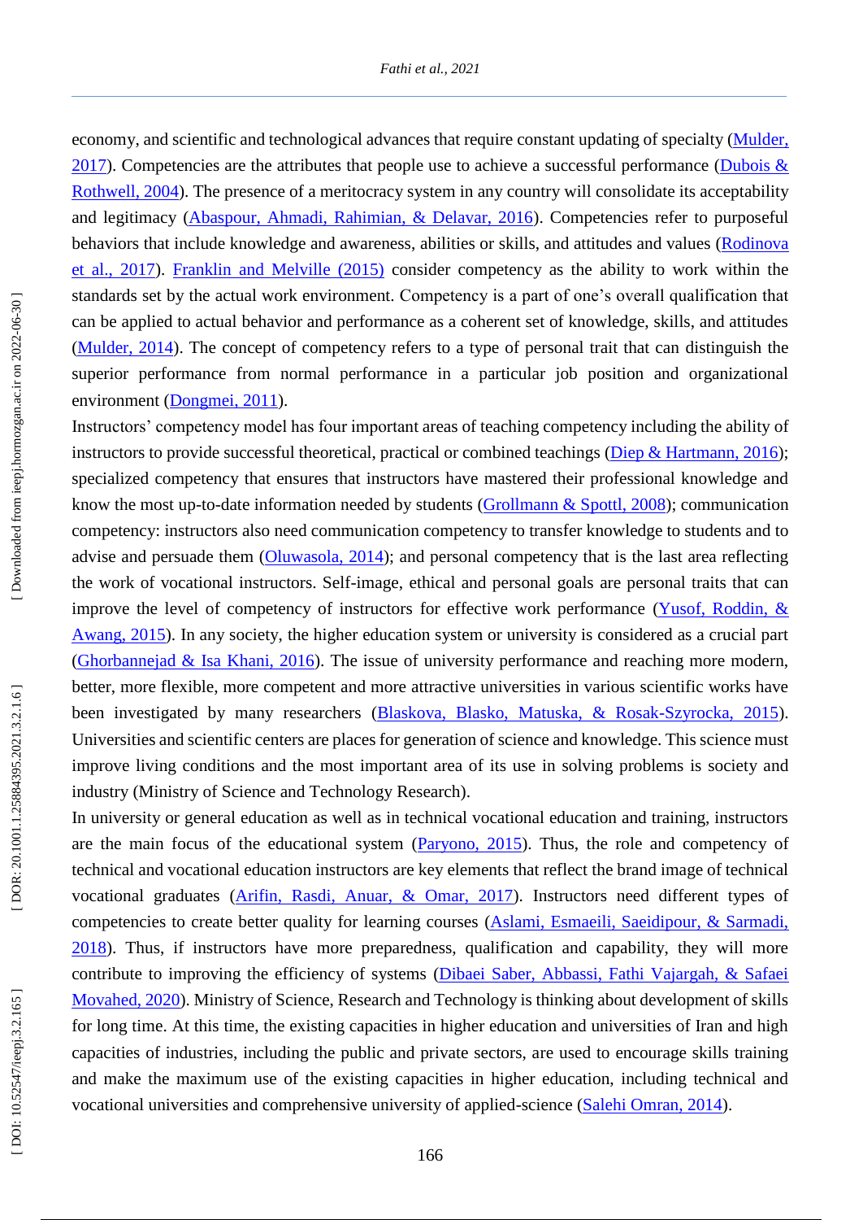economy, and scientific and technological advances that require constant updating of specialty (Mulder, 2017). Competencies are the attributes that people use to achieve a successful performance (Dubois & Rothwell, 2004). The presence of a meritocracy system in any country will consolidate its acceptability and legitimacy (Abaspour, Ahmadi, Rahimian, & Delavar, 2016). Competencies refer to purposeful behaviors that include knowledge and awareness, abilities or skills, and attitudes and values (Rodinova et al., 2017). Franklin and Melville (2015) consider competency as the ability to work within the standards set by the actual work environment. Competency is a part of one's overall qualification that can be applied to actual behavior and performance as a coherent set of knowledge, skills, and attitudes (Mulder, 2014). The concept of competency refers to a type of personal trait that can distinguish the superior performance from normal performance in a particular job position and organizational environment (Dongmei, 2011).

Instructors' competency model has four important areas of teaching competency including the ability of instructors to provide successful theoretical, practical or combined teachings (Diep & Hartmann, 2016); specialized competency that ensures that instructors have mastered their professional knowledge and know the most up-to-date information needed by students (Grollmann & Spottl, 2008); communication competency: instructors also need communication competency to transfer knowledge to students and to advise and persuade them (Oluwasola, 2014); and personal competency that is the last area reflecting the work of vocational instructors. Self-image, ethical and personal goals are personal traits that can improve the level of competency of instructors for effective work performance (Yusof, Roddin, & Awang, 2015). In any society, the higher education system or university is considered as a crucial part (Ghorbannejad & Isa Khani, 2016). The issue of university performance and reaching more modern, better, more flexible, more competent and more attractive universities in various scientific works have been investigated by many researchers (Blaskova, Blasko, Matuska, & Rosak-Szyrocka, 2015). Universities and scientific centers are places for generation of science and knowledge. This science must improve living conditions and the most important area of its use in solving problems is society and industry (Ministry of Science and Technology Research).

In university or general education as well as in technical vocational education and training, instructors are the main focus of the educational system (Paryono, 2015). Thus, the role and competency of technical and vocational education instructors are key elements that reflect the brand image of technical vocational graduates (Arifin, Rasdi, Anuar, & Omar, 2017). Instructors need different types of competencies to create better quality for learning courses (Aslami, Esmaeili, Saeidipour, & Sarmadi, 2018). Thus, if instructors have more preparedness, qualification and capability, they will more contribute to improving the efficiency of systems (Dibaei Saber, Abbassi, Fathi Vajargah, & Safaei Movahed, 2020). Ministry of Science, Research and Technology is thinking about development of skills for long time. At this time, the existing capacities in higher education and universities of Iran and high capacities of industries, including the public and private sectors, are used to encourage skills training and make the maximum use of the existing capacities in higher education, including technical and vocational universities and comprehensive university of applied-science (Salehi Omran, 2014).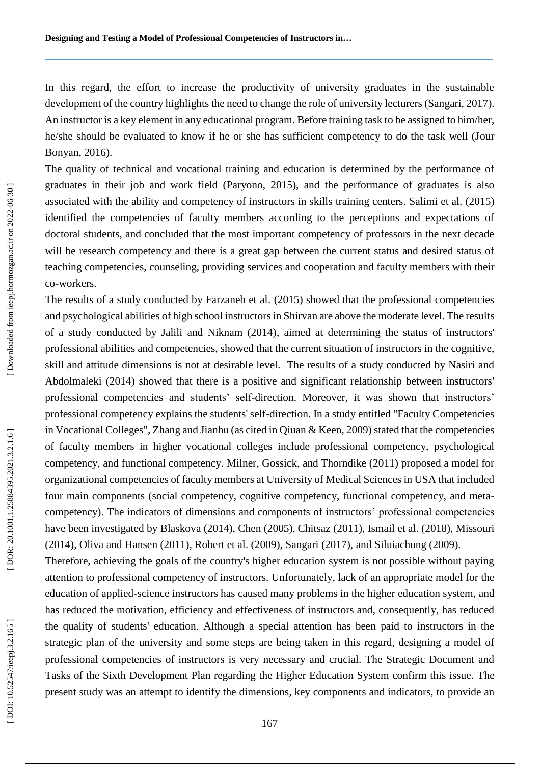In this regard, the effort to increase the productivity of university graduates in the sustainable development of the country highlights the need to change the role of university lecturers (Sangari, 2017). An instructor is a key element in any educational program. Before training task to be assigned to him/her, he/she should be evaluated to know if he or she has sufficient competency to do the task well (Jour Bonyan, 2016).

The quality of technical and vocational training and education is determined by the performance of graduates in their job and work field (Paryono, 2015), and the performance of graduates is also associated with the ability and competency of instructors in skills training centers. Salimi et al. (2015) identified the competencies of faculty members according to the perceptions and expectations of doctoral students, and concluded that the most important competency of professors in the next decade will be research competency and there is a great gap between the current status and desired status of teaching competencies, counseling, providing services and cooperation and faculty members with their co-workers.

The results of a study conducted by Farzaneh et al. (2015) showed that the professional competencies and psychological abilities of high school instructors in Shirvan are above the moderate level. The results of a study conducted by Jalili and Niknam (2014), aimed at determining the status of instructors' professional abilities and competencies, showed that the current situation of instructors in the cognitive, skill and attitude dimensions is not at desirable level. The results of a study conducted by Nasiri and Abdolmaleki (2014) showed that there is a positive and significant relationship between instructors' professional competencies and students' self-direction. Moreover, it was shown that instructors' professional competency explains the students' self-direction. In a study entitled "Faculty Competencies in Vocational Colleges", Zhang and Jianhu (as cited in Qiuan & Keen, 2009) stated that the competencies of faculty members in higher vocational colleges include professional competency, psychological competency, and functional competency. Milner, Gossick, and Thorndike (2011) proposed a model for organizational competencies of faculty members at University of Medical Sciences in USA that included four main components (social competency, cognitive competency, functional competency, and meta-competency). The indicators of dimensions and components of instructors' professional competencies have been investigated by Blaskova (2014), Chen (2005), Chitsaz (2011), Ismail et al. (2018), Missouri (2014), Oliva and Hansen (2011), Robert et al. (2009), Sangari (2017), and Siluiachung (2009).

Therefore, achieving the goals of the country's higher education system is not possible without paying attention to professional competency of instructors. Unfortunately, lack of an appropriate model for the education of applied-science instructors has caused many problems in the higher education system, and has reduced the motivation, efficiency and effectiveness of instructors and, consequently, has reduced the quality of students' education. Although a special attention has been paid to instructors in the strategic plan of the university and some steps are being taken in this regard, designing a model of professional competencies of instructors is very necessary and crucial. The Strategic Document and Tasks of the Sixth Development Plan regarding the Higher Education System confirm this issue. The present study was an attempt to identify the dimensions, key components and indicators, to provide an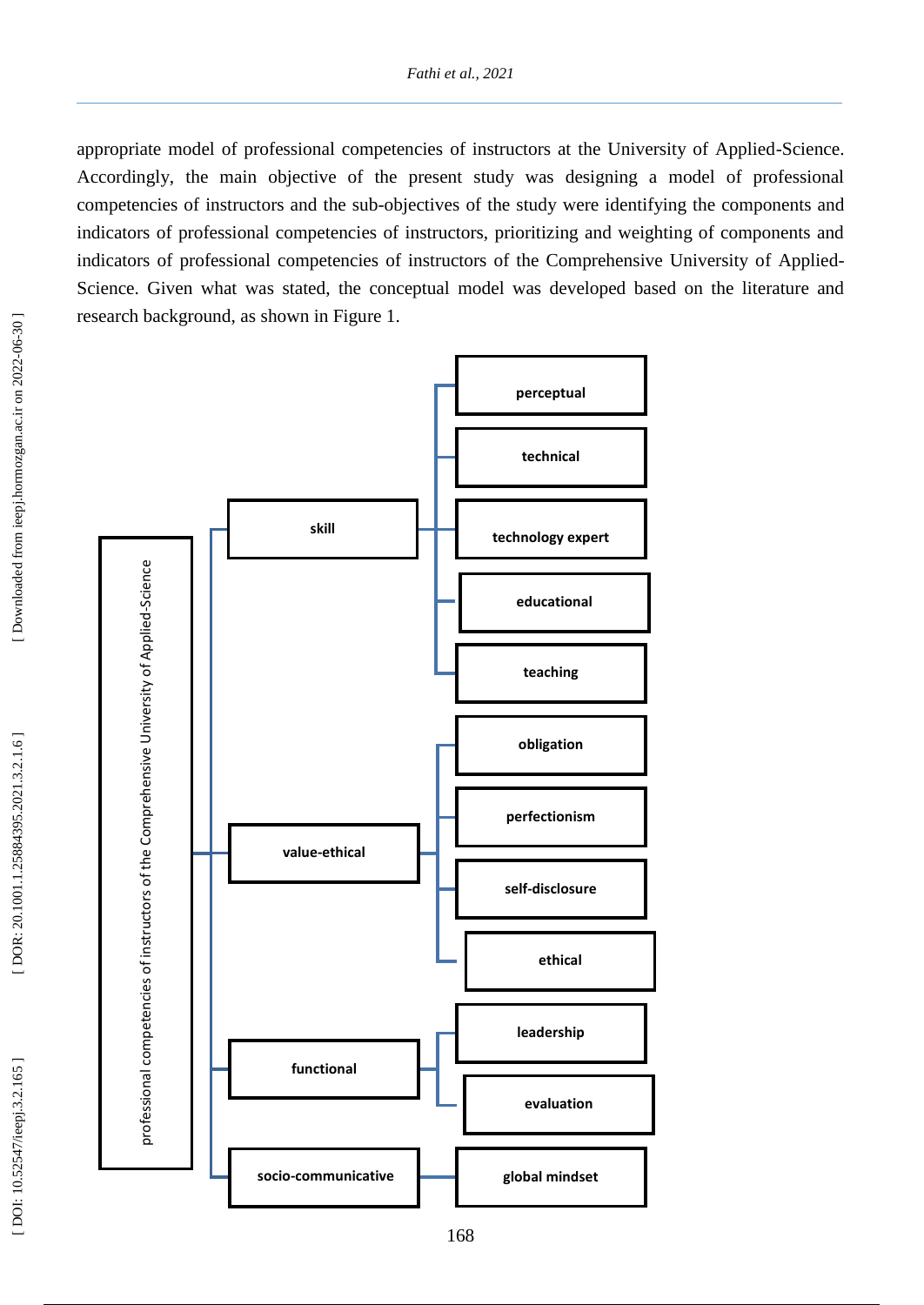appropriate model of professional competencies of instructors at the University of Applied-Science. Accordingly, the main objective of the present study was designing a model of professional competencies of instructors and the sub-objectives of the study were identifying the components and indicators of professional competencies of instructors, prioritizing and weighting of components and indicators of professional competencies of instructors of the Comprehensive University of Applied-Science. Given what was stated, the conceptual model was developed based on the literature and research background, as shown in Figure 1.

- **professional competencies of instructors of the Comprehensive University of Applied-Science**
  - **skill**
    - **perceptual**
    - **technical**
    - **technology expert**
    - **educational**
    - **teaching**
  - **value-ethical**
    - **obligation**
    - **perfectionism**
    - **self-disclosure**
    - **ethical**
  - **functional**
    - **leadership**
    - **evaluation**
  - **socio-communicative**
    - **global mindset**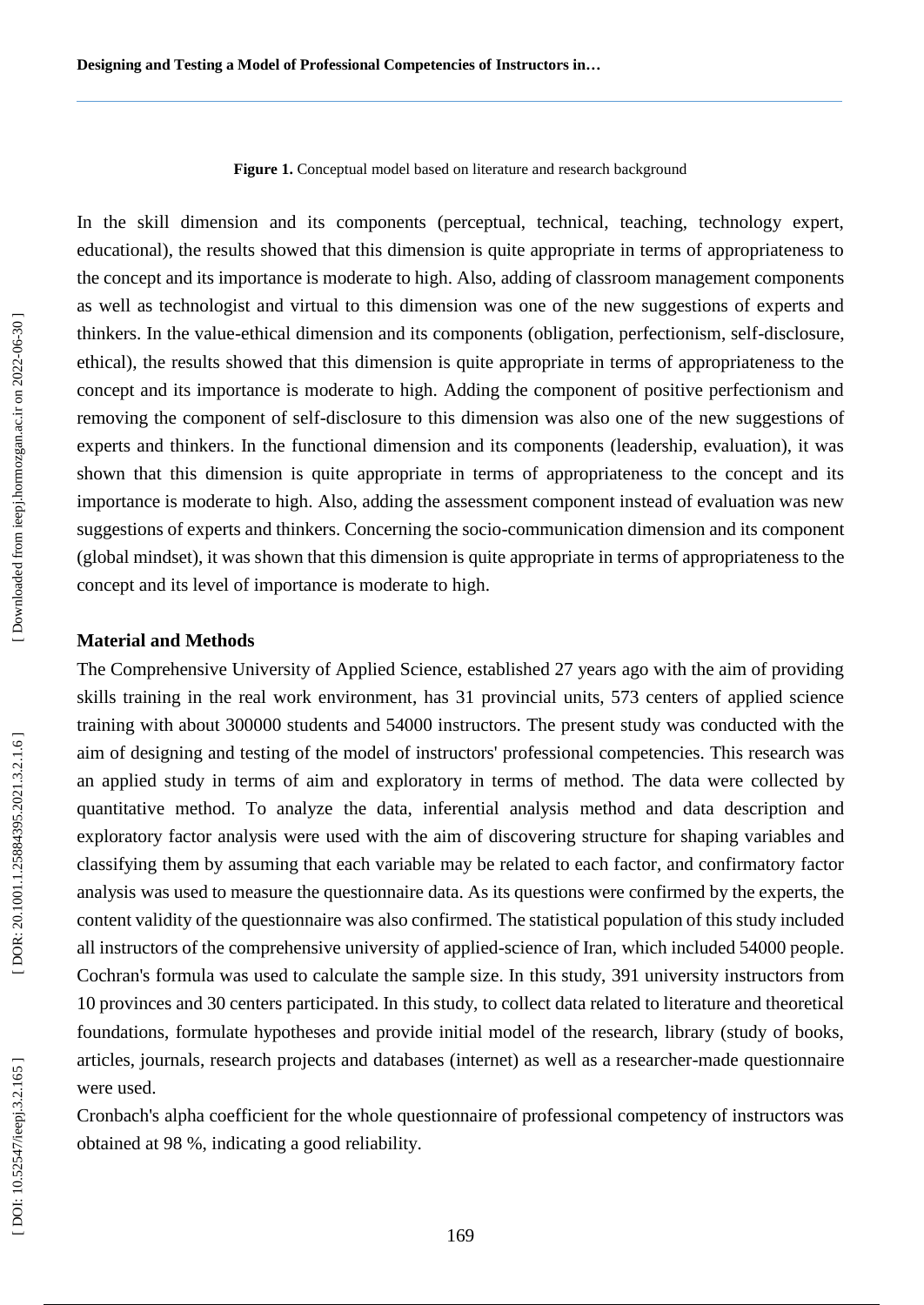**Figure 1.** Conceptual model based on literature and research background

In the skill dimension and its components (perceptual, technical, teaching, technology expert, educational), the results showed that this dimension is quite appropriate in terms of appropriateness to the concept and its importance is moderate to high. Also, adding of classroom management components as well as technologist and virtual to this dimension was one of the new suggestions of experts and thinkers. In the value-ethical dimension and its components (obligation, perfectionism, self-disclosure, ethical), the results showed that this dimension is quite appropriate in terms of appropriateness to the concept and its importance is moderate to high. Adding the component of positive perfectionism and removing the component of self-disclosure to this dimension was also one of the new suggestions of experts and thinkers. In the functional dimension and its components (leadership, evaluation), it was shown that this dimension is quite appropriate in terms of appropriateness to the concept and its importance is moderate to high. Also, adding the assessment component instead of evaluation was new suggestions of experts and thinkers. Concerning the socio-communication dimension and its component (global mindset), it was shown that this dimension is quite appropriate in terms of appropriateness to the concept and its level of importance is moderate to high.

## Material and Methods

The Comprehensive University of Applied Science, established 27 years ago with the aim of providing skills training in the real work environment, has 31 provincial units, 573 centers of applied science training with about 300000 students and 54000 instructors. The present study was conducted with the aim of designing and testing of the model of instructors' professional competencies. This research was an applied study in terms of aim and exploratory in terms of method. The data were collected by quantitative method. To analyze the data, inferential analysis method and data description and exploratory factor analysis were used with the aim of discovering structure for shaping variables and classifying them by assuming that each variable may be related to each factor, and confirmatory factor analysis was used to measure the questionnaire data. As its questions were confirmed by the experts, the content validity of the questionnaire was also confirmed. The statistical population of this study included all instructors of the comprehensive university of applied-science of Iran, which included 54000 people. Cochran's formula was used to calculate the sample size. In this study, 391 university instructors from 10 provinces and 30 centers participated. In this study, to collect data related to literature and theoretical foundations, formulate hypotheses and provide initial model of the research, library (study of books, articles, journals, research projects and databases (internet) as well as a researcher-made questionnaire were used.

Cronbach's alpha coefficient for the whole questionnaire of professional competency of instructors was obtained at 98 %, indicating a good reliability.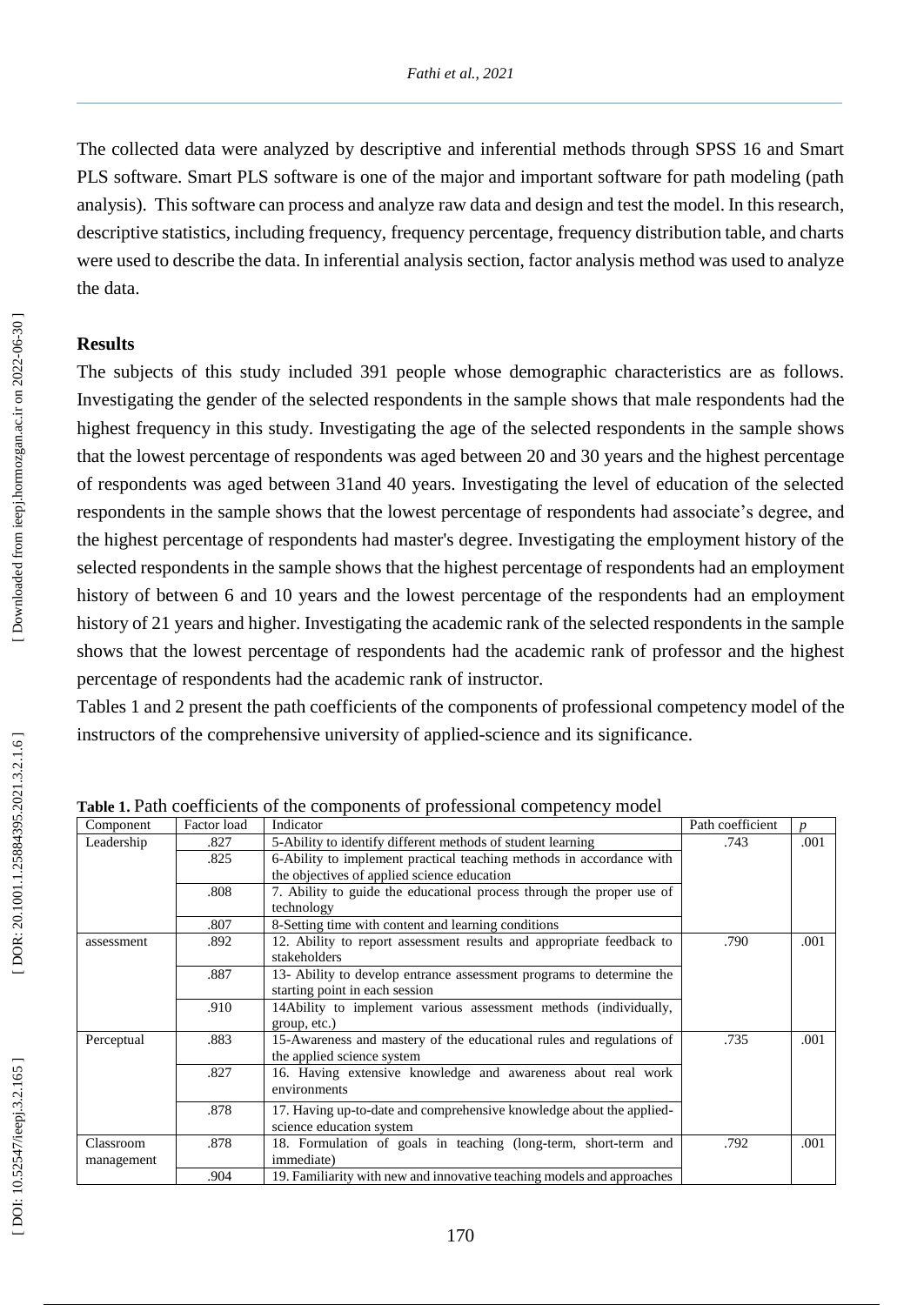The collected data were analyzed by descriptive and inferential methods through SPSS 16 and Smart PLS software. Smart PLS software is one of the major and important software for path modeling (path analysis). This software can process and analyze raw data and design and test the model. In this research, descriptive statistics, including frequency, frequency percentage, frequency distribution table, and charts were used to describe the data. In inferential analysis section, factor analysis method was used to analyze the data.

## Results

The subjects of this study included 391 people whose demographic characteristics are as follows. Investigating the gender of the selected respondents in the sample shows that male respondents had the highest frequency in this study. Investigating the age of the selected respondents in the sample shows that the lowest percentage of respondents was aged between 20 and 30 years and the highest percentage of respondents was aged between 31and 40 years. Investigating the level of education of the selected respondents in the sample shows that the lowest percentage of respondents had associate's degree, and the highest percentage of respondents had master's degree. Investigating the employment history of the selected respondents in the sample shows that the highest percentage of respondents had an employment history of between 6 and 10 years and the lowest percentage of the respondents had an employment history of 21 years and higher. Investigating the academic rank of the selected respondents in the sample shows that the lowest percentage of respondents had the academic rank of professor and the highest percentage of respondents had the academic rank of instructor.

Tables 1 and 2 present the path coefficients of the components of professional competency model of the instructors of the comprehensive university of applied-science and its significance.

**Table 1.** Path coefficients of the components of professional competency model

| Component | Factor load | Indicator | Path coefficient | *p* |
|---|---|---|---|---|
| Leadership | .827 | 5-Ability to identify different methods of student learning | .743 | .001 |
| | .825 | 6-Ability to implement practical teaching methods in accordance with the objectives of applied science education | | |
| | .808 | 7. Ability to guide the educational process through the proper use of technology | | |
| | .807 | 8-Setting time with content and learning conditions | | |
| assessment | .892 | 12. Ability to report assessment results and appropriate feedback to stakeholders | .790 | .001 |
| | .887 | 13- Ability to develop entrance assessment programs to determine the starting point in each session | | |
| | .910 | 14Ability to implement various assessment methods (individually, group, etc.) | | |
| Perceptual | .883 | 15-Awareness and mastery of the educational rules and regulations of the applied science system | .735 | .001 |
| | .827 | 16. Having extensive knowledge and awareness about real work environments | | |
| | .878 | 17. Having up-to-date and comprehensive knowledge about the applied-science education system | | |
| Classroom management | .878 | 18. Formulation of goals in teaching (long-term, short-term and immediate) | .792 | .001 |
| | .904 | 19. Familiarity with new and innovative teaching models and approaches | | |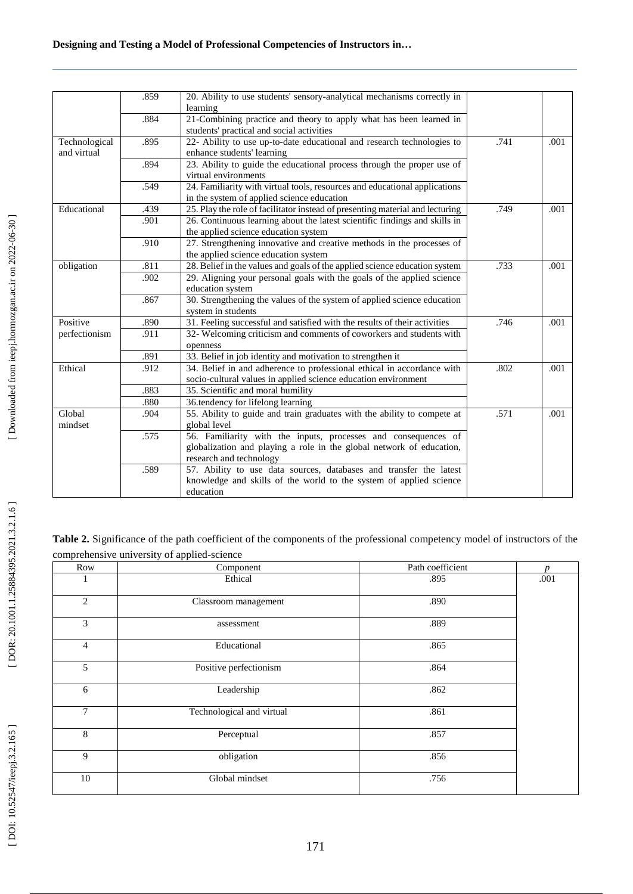|  | .859 | 20. Ability to use students' sensory-analytical mechanisms correctly in learning |  |  |
| --- | --- | --- | --- | --- |
|  | .884 | 21-Combining practice and theory to apply what has been learned in students' practical and social activities |  |  |
| Technological and virtual | .895 | 22- Ability to use up-to-date educational and research technologies to enhance students' learning | .741 | .001 |
|  | .894 | 23. Ability to guide the educational process through the proper use of virtual environments |  |  |
|  | .549 | 24. Familiarity with virtual tools, resources and educational applications in the system of applied science education |  |  |
| Educational | .439 | 25. Play the role of facilitator instead of presenting material and lecturing | .749 | .001 |
|  | .901 | 26. Continuous learning about the latest scientific findings and skills in the applied science education system |  |  |
|  | .910 | 27. Strengthening innovative and creative methods in the processes of the applied science education system |  |  |
| obligation | .811 | 28. Belief in the values and goals of the applied science education system | .733 | .001 |
|  | .902 | 29. Aligning your personal goals with the goals of the applied science education system |  |  |
|  | .867 | 30. Strengthening the values of the system of applied science education system in students |  |  |
| Positive perfectionism | .890 | 31. Feeling successful and satisfied with the results of their activities | .746 | .001 |
|  | .911 | 32- Welcoming criticism and comments of coworkers and students with openness |  |  |
|  | .891 | 33. Belief in job identity and motivation to strengthen it |  |  |
| Ethical | .912 | 34. Belief in and adherence to professional ethical in accordance with socio-cultural values in applied science education environment | .802 | .001 |
|  | .883 | 35. Scientific and moral humility |  |  |
|  | .880 | 36.tendency for lifelong learning |  |  |
| Global mindset | .904 | 55. Ability to guide and train graduates with the ability to compete at global level | .571 | .001 |
|  | .575 | 56. Familiarity with the inputs, processes and consequences of globalization and playing a role in the global network of education, research and technology |  |  |
|  | .589 | 57. Ability to use data sources, databases and transfer the latest knowledge and skills of the world to the system of applied science education |  |  |

**Table 2.** Significance of the path coefficient of the components of the professional competency model of instructors of the comprehensive university of applied-science

| Row | Component | Path coefficient | *p* |
| --- | --- | --- | --- |
| 1 | Ethical | .895 | .001 |
| 2 | Classroom management | .890 |  |
| 3 | assessment | .889 |  |
| 4 | Educational | .865 |  |
| 5 | Positive perfectionism | .864 |  |
| 6 | Leadership | .862 |  |
| 7 | Technological and virtual | .861 |  |
| 8 | Perceptual | .857 |  |
| 9 | obligation | .856 |  |
| 10 | Global mindset | .756 |  |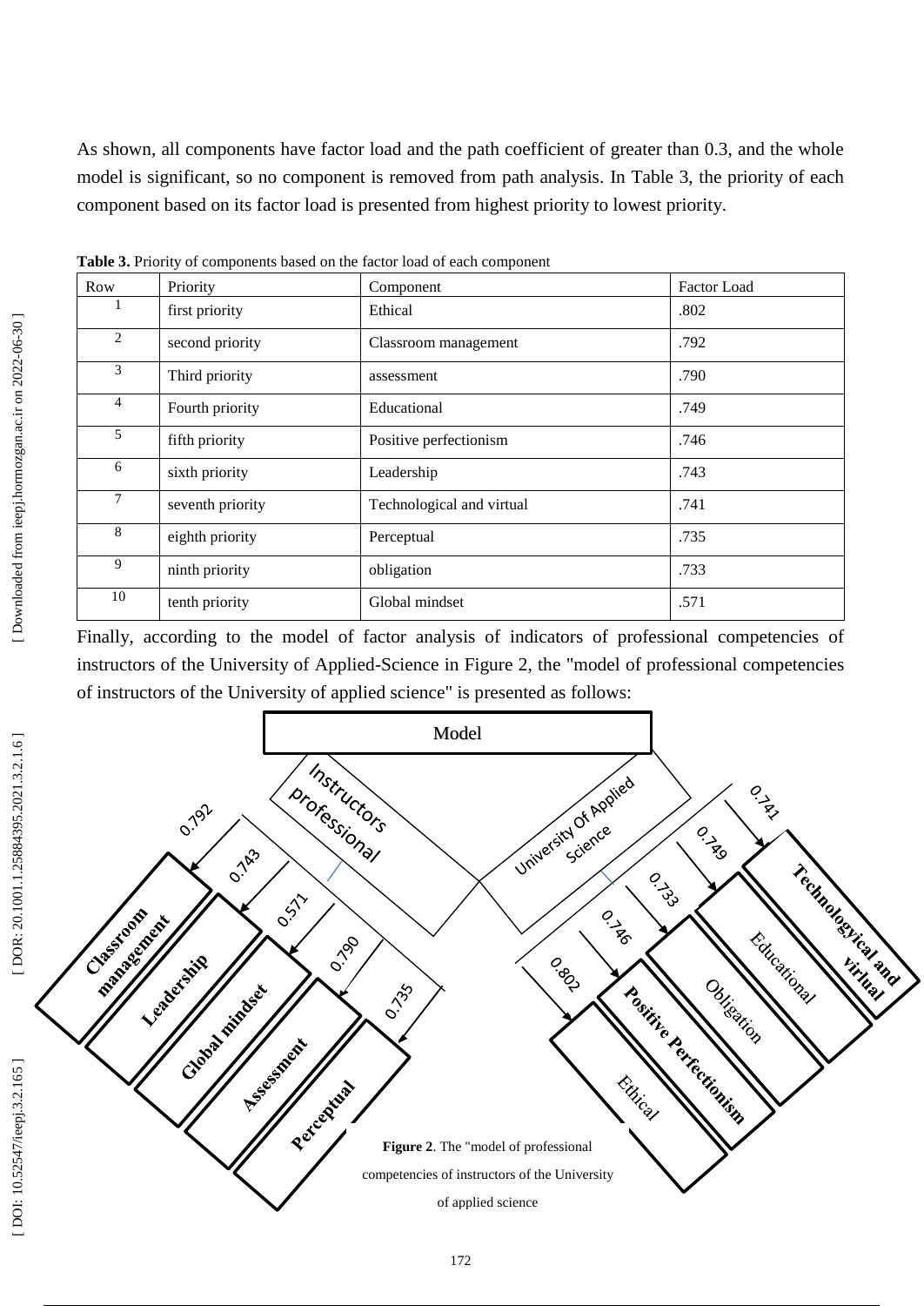As shown, all components have factor load and the path coefficient of greater than 0.3, and the whole model is significant, so no component is removed from path analysis. In Table 3, the priority of each component based on its factor load is presented from highest priority to lowest priority.

**Table 3.** Priority of components based on the factor load of each component

| Row | Priority | Component | Factor Load |
|---|---|---|---|
| 1 | first priority | Ethical | .802 |
| 2 | second priority | Classroom management | .792 |
| 3 | Third priority | assessment | .790 |
| 4 | Fourth priority | Educational | .749 |
| 5 | fifth priority | Positive perfectionism | .746 |
| 6 | sixth priority | Leadership | .743 |
| 7 | seventh priority | Technological and virtual | .741 |
| 8 | eighth priority | Perceptual | .735 |
| 9 | ninth priority | obligation | .733 |
| 10 | tenth priority | Global mindset | .571 |

Finally, according to the model of factor analysis of indicators of professional competencies of instructors of the University of Applied-Science in Figure 2, the "model of professional competencies of instructors of the University of applied science" is presented as follows:

**Figure 2**. The "model of professional competencies of instructors of the University of applied science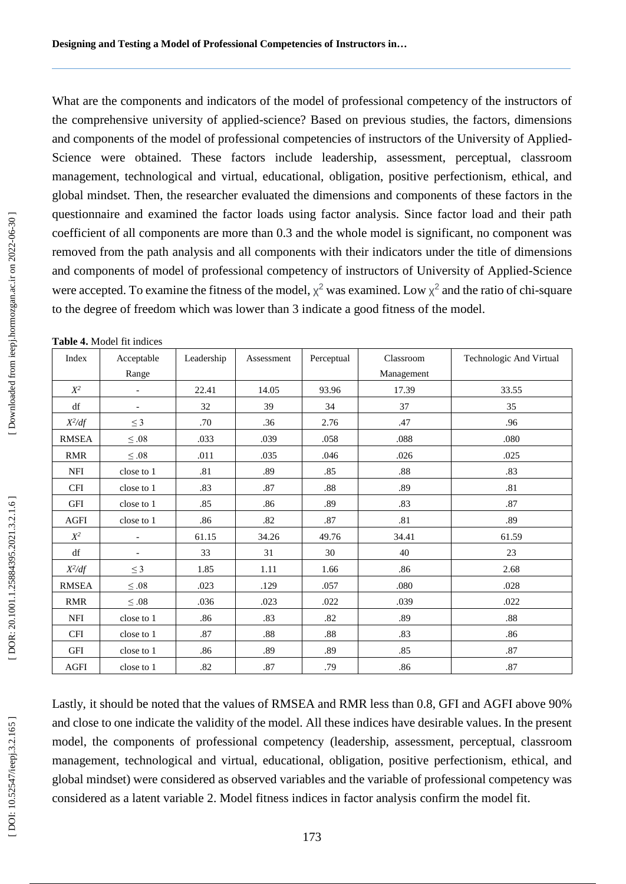What are the components and indicators of the model of professional competency of the instructors of the comprehensive university of applied-science? Based on previous studies, the factors, dimensions and components of the model of professional competencies of instructors of the University of Applied-Science were obtained. These factors include leadership, assessment, perceptual, classroom management, technological and virtual, educational, obligation, positive perfectionism, ethical, and global mindset. Then, the researcher evaluated the dimensions and components of these factors in the questionnaire and examined the factor loads using factor analysis. Since factor load and their path coefficient of all components are more than 0.3 and the whole model is significant, no component was removed from the path analysis and all components with their indicators under the title of dimensions and components of model of professional competency of instructors of University of Applied-Science were accepted. To examine the fitness of the model, $\chi^2$ was examined. Low $\chi^2$ and the ratio of chi-square to the degree of freedom which was lower than 3 indicate a good fitness of the model.

**Table 4.** Model fit indices

| Index | Acceptable Range | Leadership | Assessment | Perceptual | Classroom Management | Technologic And Virtual |
|---|---|---|---|---|---|---|
| $X^2$ | - | 22.41 | 14.05 | 93.96 | 17.39 | 33.55 |
| df | - | 32 | 39 | 34 | 37 | 35 |
| $X^2/df$ | ≤ 3 | .70 | .36 | 2.76 | .47 | .96 |
| RMSEA | ≤ .08 | .033 | .039 | .058 | .088 | .080 |
| RMR | ≤ .08 | .011 | .035 | .046 | .026 | .025 |
| NFI | close to 1 | .81 | .89 | .85 | .88 | .83 |
| CFI | close to 1 | .83 | .87 | .88 | .89 | .81 |
| GFI | close to 1 | .85 | .86 | .89 | .83 | .87 |
| AGFI | close to 1 | .86 | .82 | .87 | .81 | .89 |
| $X^2$ | - | 61.15 | 34.26 | 49.76 | 34.41 | 61.59 |
| df | - | 33 | 31 | 30 | 40 | 23 |
| $X^2/df$ | ≤ 3 | 1.85 | 1.11 | 1.66 | .86 | 2.68 |
| RMSEA | ≤ .08 | .023 | .129 | .057 | .080 | .028 |
| RMR | ≤ .08 | .036 | .023 | .022 | .039 | .022 |
| NFI | close to 1 | .86 | .83 | .82 | .89 | .88 |
| CFI | close to 1 | .87 | .88 | .88 | .83 | .86 |
| GFI | close to 1 | .86 | .89 | .89 | .85 | .87 |
| AGFI | close to 1 | .82 | .87 | .79 | .86 | .87 |

Lastly, it should be noted that the values of RMSEA and RMR less than 0.8, GFI and AGFI above 90% and close to one indicate the validity of the model. All these indices have desirable values. In the present model, the components of professional competency (leadership, assessment, perceptual, classroom management, technological and virtual, educational, obligation, positive perfectionism, ethical, and global mindset) were considered as observed variables and the variable of professional competency was considered as a latent variable 2. Model fitness indices in factor analysis confirm the model fit.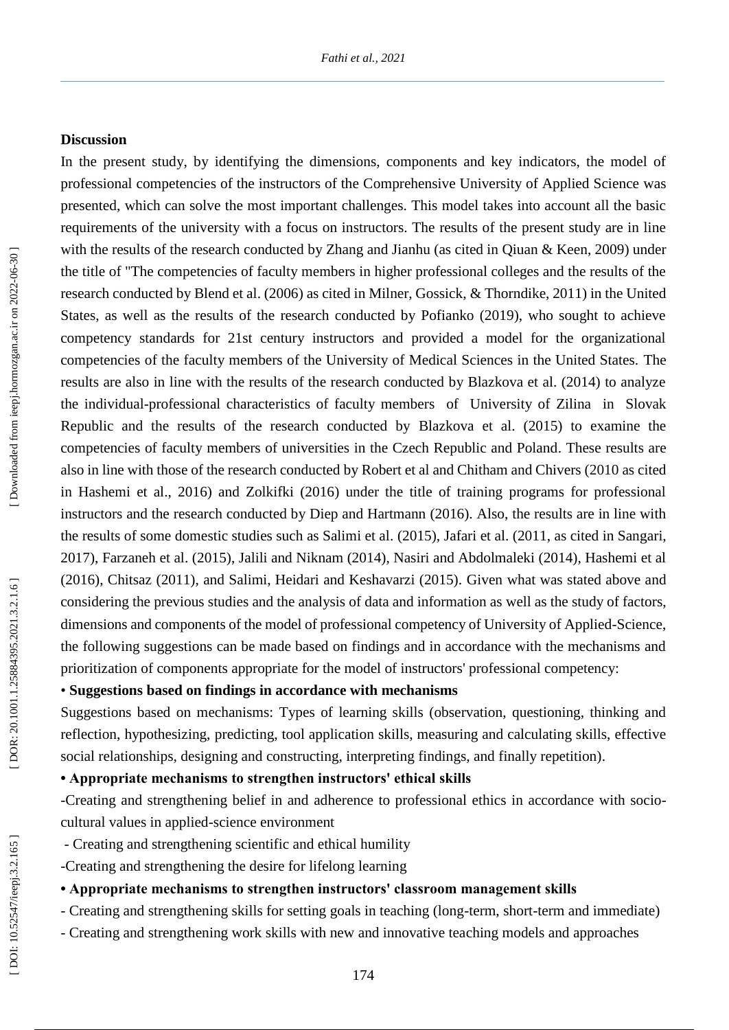## Discussion

In the present study, by identifying the dimensions, components and key indicators, the model of professional competencies of the instructors of the Comprehensive University of Applied Science was presented, which can solve the most important challenges. This model takes into account all the basic requirements of the university with a focus on instructors. The results of the present study are in line with the results of the research conducted by Zhang and Jianhu (as cited in Qiuan & Keen, 2009) under the title of "The competencies of faculty members in higher professional colleges and the results of the research conducted by Blend et al. (2006) as cited in Milner, Gossick, & Thorndike, 2011) in the United States, as well as the results of the research conducted by Pofianko (2019), who sought to achieve competency standards for 21st century instructors and provided a model for the organizational competencies of the faculty members of the University of Medical Sciences in the United States. The results are also in line with the results of the research conducted by Blazkova et al. (2014) to analyze the individual-professional characteristics of faculty members of University of Zilina in Slovak Republic and the results of the research conducted by Blazkova et al. (2015) to examine the competencies of faculty members of universities in the Czech Republic and Poland. These results are also in line with those of the research conducted by Robert et al and Chitham and Chivers (2010 as cited in Hashemi et al., 2016) and Zolkifki (2016) under the title of training programs for professional instructors and the research conducted by Diep and Hartmann (2016). Also, the results are in line with the results of some domestic studies such as Salimi et al. (2015), Jafari et al. (2011, as cited in Sangari, 2017), Farzaneh et al. (2015), Jalili and Niknam (2014), Nasiri and Abdolmaleki (2014), Hashemi et al (2016), Chitsaz (2011), and Salimi, Heidari and Keshavarzi (2015). Given what was stated above and considering the previous studies and the analysis of data and information as well as the study of factors, dimensions and components of the model of professional competency of University of Applied-Science, the following suggestions can be made based on findings and in accordance with the mechanisms and prioritization of components appropriate for the model of instructors' professional competency:

• **Suggestions based on findings in accordance with mechanisms**

Suggestions based on mechanisms: Types of learning skills (observation, questioning, thinking and reflection, hypothesizing, predicting, tool application skills, measuring and calculating skills, effective social relationships, designing and constructing, interpreting findings, and finally repetition).

**• Appropriate mechanisms to strengthen instructors' ethical skills**

-Creating and strengthening belief in and adherence to professional ethics in accordance with socio-cultural values in applied-science environment

- Creating and strengthening scientific and ethical humility

-Creating and strengthening the desire for lifelong learning

**• Appropriate mechanisms to strengthen instructors' classroom management skills**

- Creating and strengthening skills for setting goals in teaching (long-term, short-term and immediate)
- Creating and strengthening work skills with new and innovative teaching models and approaches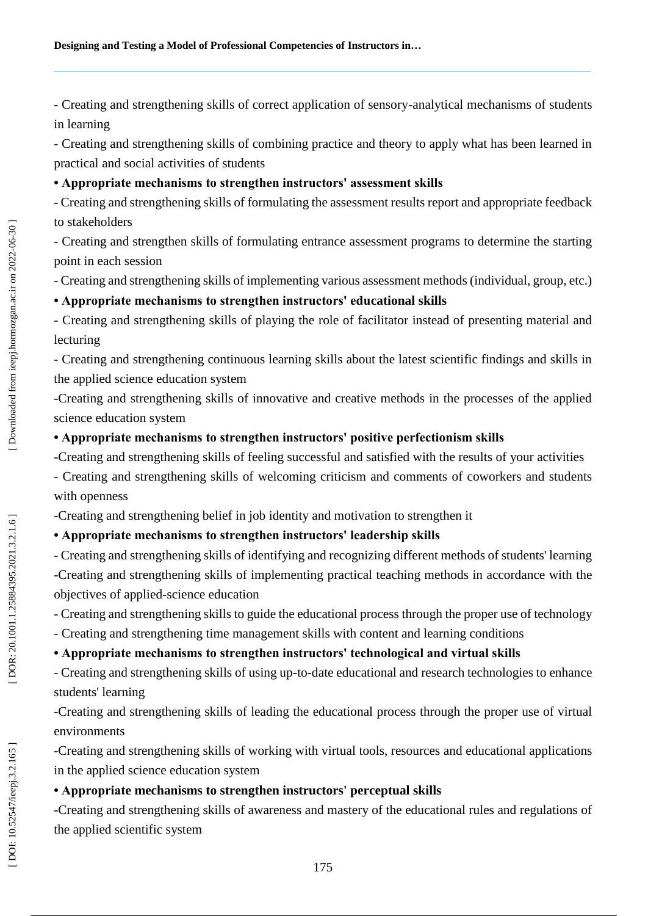- Creating and strengthening skills of correct application of sensory-analytical mechanisms of students in learning

- Creating and strengthening skills of combining practice and theory to apply what has been learned in practical and social activities of students

**• Appropriate mechanisms to strengthen instructors' assessment skills**

- Creating and strengthening skills of formulating the assessment results report and appropriate feedback to stakeholders

- Creating and strengthen skills of formulating entrance assessment programs to determine the starting point in each session

- Creating and strengthening skills of implementing various assessment methods (individual, group, etc.)

**• Appropriate mechanisms to strengthen instructors' educational skills**

- Creating and strengthening skills of playing the role of facilitator instead of presenting material and lecturing

- Creating and strengthening continuous learning skills about the latest scientific findings and skills in the applied science education system

-Creating and strengthening skills of innovative and creative methods in the processes of the applied science education system

**• Appropriate mechanisms to strengthen instructors' positive perfectionism skills**

-Creating and strengthening skills of feeling successful and satisfied with the results of your activities

- Creating and strengthening skills of welcoming criticism and comments of coworkers and students with openness

-Creating and strengthening belief in job identity and motivation to strengthen it

**• Appropriate mechanisms to strengthen instructors' leadership skills**

- Creating and strengthening skills of identifying and recognizing different methods of students' learning

-Creating and strengthening skills of implementing practical teaching methods in accordance with the objectives of applied-science education

- Creating and strengthening skills to guide the educational process through the proper use of technology

- Creating and strengthening time management skills with content and learning conditions

**• Appropriate mechanisms to strengthen instructors' technological and virtual skills**

- Creating and strengthening skills of using up-to-date educational and research technologies to enhance students' learning

-Creating and strengthening skills of leading the educational process through the proper use of virtual environments

-Creating and strengthening skills of working with virtual tools, resources and educational applications in the applied science education system

**• Appropriate mechanisms to strengthen instructors' perceptual skills**

-Creating and strengthening skills of awareness and mastery of the educational rules and regulations of the applied scientific system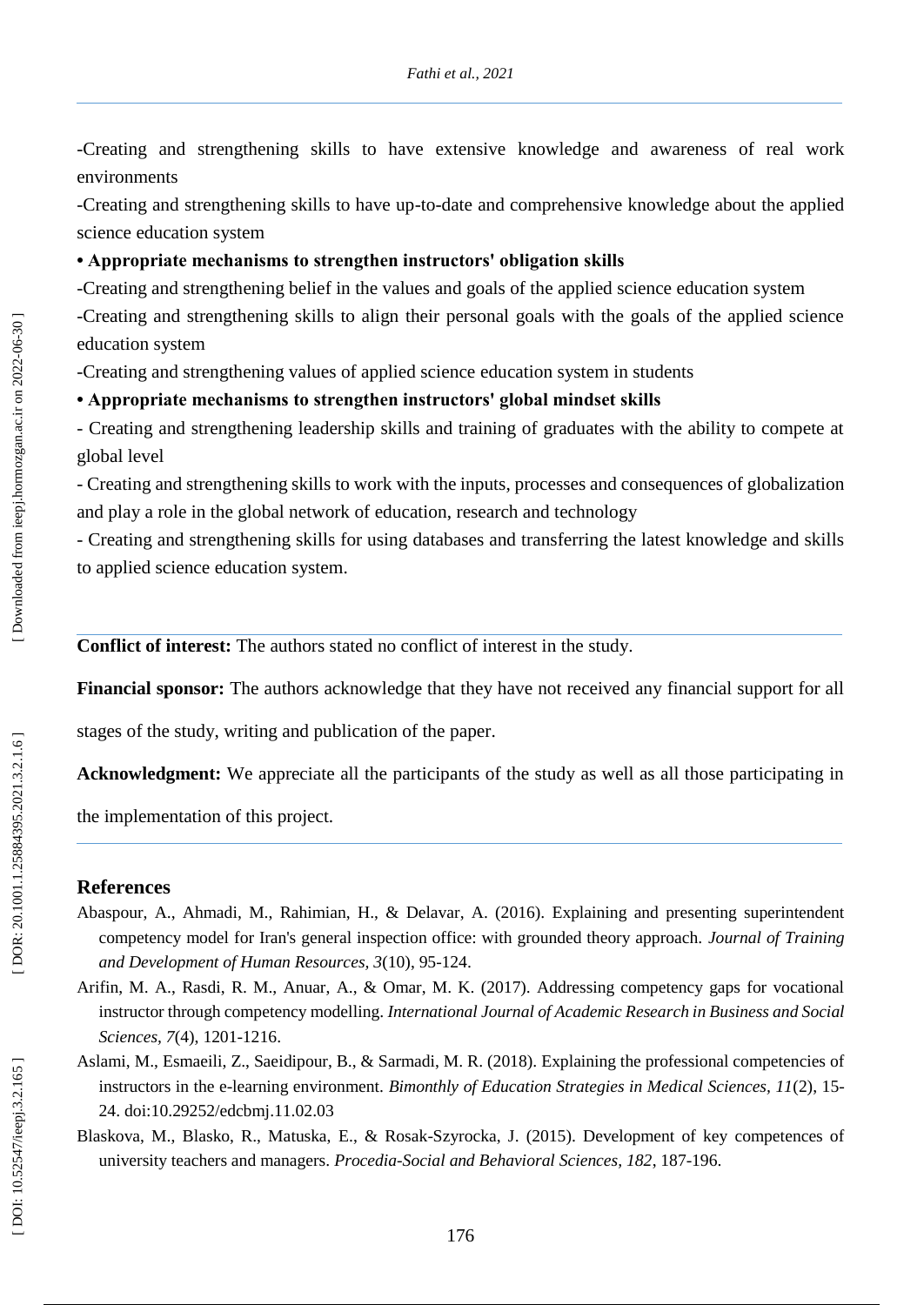-Creating and strengthening skills to have extensive knowledge and awareness of real work environments

-Creating and strengthening skills to have up-to-date and comprehensive knowledge about the applied science education system

**• Appropriate mechanisms to strengthen instructors' obligation skills**

-Creating and strengthening belief in the values and goals of the applied science education system

-Creating and strengthening skills to align their personal goals with the goals of the applied science education system

-Creating and strengthening values of applied science education system in students

**• Appropriate mechanisms to strengthen instructors' global mindset skills**

- Creating and strengthening leadership skills and training of graduates with the ability to compete at global level

- Creating and strengthening skills to work with the inputs, processes and consequences of globalization and play a role in the global network of education, research and technology

- Creating and strengthening skills for using databases and transferring the latest knowledge and skills to applied science education system.

---

**Conflict of interest:** The authors stated no conflict of interest in the study.

**Financial sponsor:** The authors acknowledge that they have not received any financial support for all stages of the study, writing and publication of the paper.

**Acknowledgment:** We appreciate all the participants of the study as well as all those participating in the implementation of this project.

---

## References

Abaspour, A., Ahmadi, M., Rahimian, H., & Delavar, A. (2016). Explaining and presenting superintendent competency model for Iran's general inspection office: with grounded theory approach. *Journal of Training and Development of Human Resources, 3*(10), 95-124.

Arifin, M. A., Rasdi, R. M., Anuar, A., & Omar, M. K. (2017). Addressing competency gaps for vocational instructor through competency modelling. *International Journal of Academic Research in Business and Social Sciences, 7*(4), 1201-1216.

Aslami, M., Esmaeili, Z., Saeidipour, B., & Sarmadi, M. R. (2018). Explaining the professional competencies of instructors in the e-learning environment. *Bimonthly of Education Strategies in Medical Sciences, 11*(2), 15-24. doi:10.29252/edcbmj.11.02.03

Blaskova, M., Blasko, R., Matuska, E., & Rosak-Szyrocka, J. (2015). Development of key competences of university teachers and managers. *Procedia-Social and Behavioral Sciences, 182*, 187-196.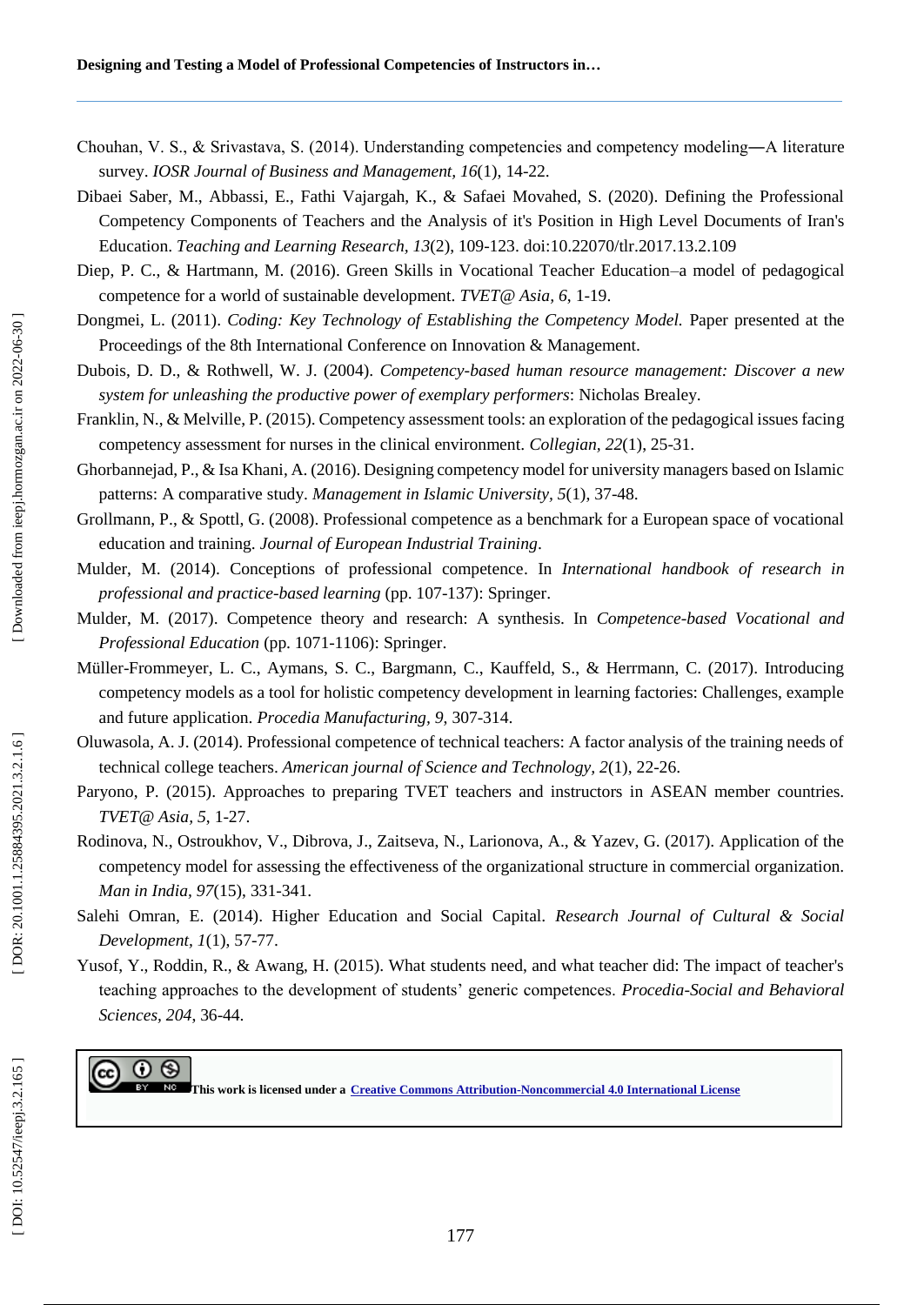Chouhan, V. S., & Srivastava, S. (2014). Understanding competencies and competency modeling―A literature survey. *IOSR Journal of Business and Management, 16*(1), 14-22.

Dibaei Saber, M., Abbassi, E., Fathi Vajargah, K., & Safaei Movahed, S. (2020). Defining the Professional Competency Components of Teachers and the Analysis of it's Position in High Level Documents of Iran's Education. *Teaching and Learning Research, 13*(2), 109-123. doi:10.22070/tlr.2017.13.2.109

Diep, P. C., & Hartmann, M. (2016). Green Skills in Vocational Teacher Education–a model of pedagogical competence for a world of sustainable development. *TVET@ Asia, 6*, 1-19.

Dongmei, L. (2011). *Coding: Key Technology of Establishing the Competency Model.* Paper presented at the Proceedings of the 8th International Conference on Innovation & Management.

Dubois, D. D., & Rothwell, W. J. (2004). *Competency-based human resource management: Discover a new system for unleashing the productive power of exemplary performers*: Nicholas Brealey.

Franklin, N., & Melville, P. (2015). Competency assessment tools: an exploration of the pedagogical issues facing competency assessment for nurses in the clinical environment. *Collegian, 22*(1), 25-31.

Ghorbannejad, P., & Isa Khani, A. (2016). Designing competency model for university managers based on Islamic patterns: A comparative study. *Management in Islamic University, 5*(1), 37-48.

Grollmann, P., & Spottl, G. (2008). Professional competence as a benchmark for a European space of vocational education and training. *Journal of European Industrial Training*.

Mulder, M. (2014). Conceptions of professional competence. In *International handbook of research in professional and practice-based learning* (pp. 107-137): Springer.

Mulder, M. (2017). Competence theory and research: A synthesis. In *Competence-based Vocational and Professional Education* (pp. 1071-1106): Springer.

Müller-Frommeyer, L. C., Aymans, S. C., Bargmann, C., Kauffeld, S., & Herrmann, C. (2017). Introducing competency models as a tool for holistic competency development in learning factories: Challenges, example and future application. *Procedia Manufacturing, 9*, 307-314.

Oluwasola, A. J. (2014). Professional competence of technical teachers: A factor analysis of the training needs of technical college teachers. *American journal of Science and Technology, 2*(1), 22-26.

Paryono, P. (2015). Approaches to preparing TVET teachers and instructors in ASEAN member countries. *TVET@ Asia, 5*, 1-27.

Rodinova, N., Ostroukhov, V., Dibrova, J., Zaitseva, N., Larionova, A., & Yazev, G. (2017). Application of the competency model for assessing the effectiveness of the organizational structure in commercial organization. *Man in India, 97*(15), 331-341.

Salehi Omran, E. (2014). Higher Education and Social Capital. *Research Journal of Cultural & Social Development, 1*(1), 57-77.

Yusof, Y., Roddin, R., & Awang, H. (2015). What students need, and what teacher did: The impact of teacher's teaching approaches to the development of students' generic competences. *Procedia-Social and Behavioral Sciences, 204*, 36-44.

**This work is licensed under a [Creative Commons Attribution-Noncommercial 4.0 International License]**